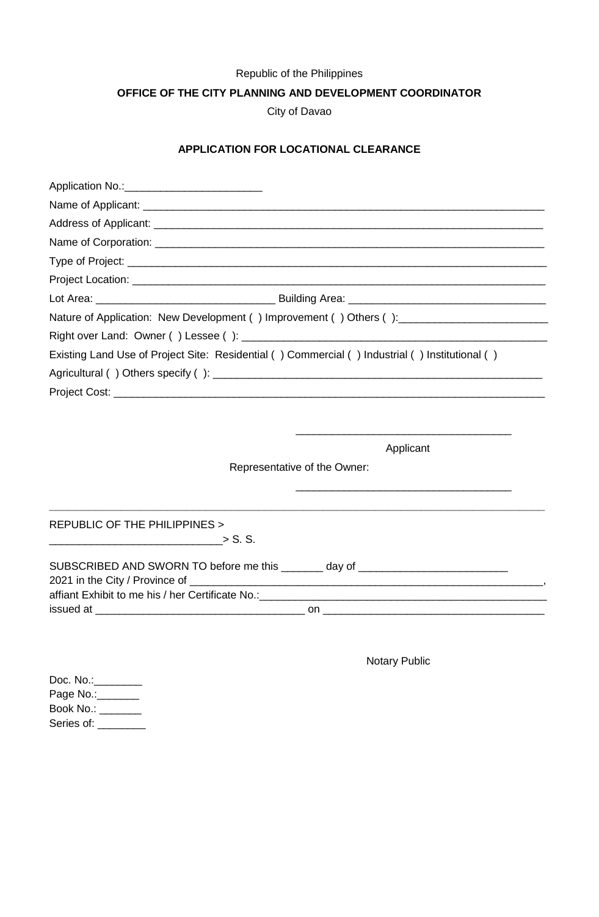Republic of the Philippines

**OFFICE OF THE CITY PLANNING AND DEVELOPMENT COORDINATOR**

City of Davao

**APPLICATION FOR LOCATIONAL CLEARANCE**

Application No.:_______________________

Name of Applicant: ______________________________________________________________________

Address of Applicant: ____________________________________________________________________

Name of Corporation: ____________________________________________________________________

Type of Project: ________________________________________________________________________

Project Location: _______________________________________________________________________

Lot Area: ______________________________ Building Area: _________________________________

Nature of Application: New Development ( ) Improvement ( ) Others ( ):_________________________

Right over Land: Owner ( ) Lessee ( ): ____________________________________________________

Existing Land Use of Project Site: Residential ( ) Commercial ( ) Industrial ( ) Institutional ( )

Agricultural ( ) Others specify ( ): _________________________________________________________

Project Cost: ___________________________________________________________________________

____________________________________

Applicant

Representative of the Owner:

____________________________________

---

REPUBLIC OF THE PHILIPPINES >
_____________________________> S. S.

SUBSCRIBED AND SWORN TO before me this _______ day of _________________________
2021 in the City / Province of _______________________________________________________,
affiant Exhibit to me his / her Certificate No.:_____________________________________________
issued at ___________________________________ on _____________________________________

Notary Public

Doc. No.:________
Page No.:_______
Book No.: _______
Series of: ________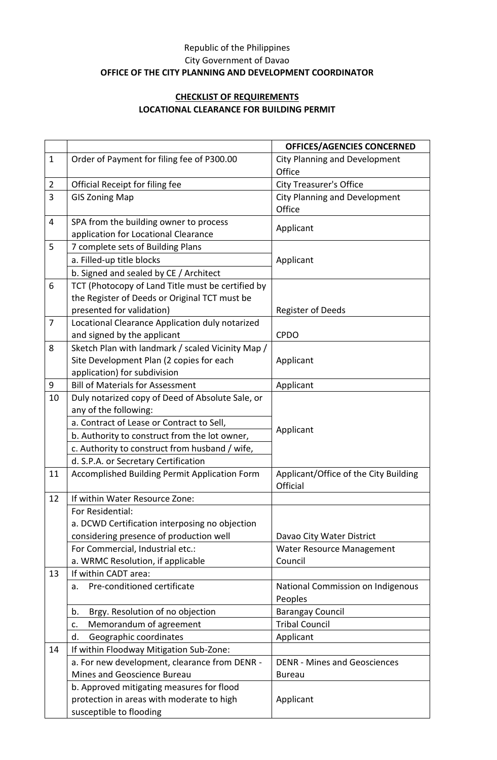Republic of the Philippines

City Government of Davao

**OFFICE OF THE CITY PLANNING AND DEVELOPMENT COORDINATOR**

**CHECKLIST OF REQUIREMENTS**

**LOCATIONAL CLEARANCE FOR BUILDING PERMIT**

| | | **OFFICES/AGENCIES CONCERNED** |
|---|---|---|
| 1 | Order of Payment for filing fee of P300.00 | City Planning and Development Office |
| 2 | Official Receipt for filing fee | City Treasurer's Office |
| 3 | GIS Zoning Map | City Planning and Development Office |
| 4 | SPA from the building owner to process application for Locational Clearance | Applicant |
| 5 | 7 complete sets of Building Plans | Applicant |
| | a. Filled-up title blocks | |
| | b. Signed and sealed by CE / Architect | |
| 6 | TCT (Photocopy of Land Title must be certified by the Register of Deeds or Original TCT must be presented for validation) | Register of Deeds |
| 7 | Locational Clearance Application duly notarized and signed by the applicant | CPDO |
| 8 | Sketch Plan with landmark / scaled Vicinity Map / Site Development Plan (2 copies for each application) for subdivision | Applicant |
| 9 | Bill of Materials for Assessment | Applicant |
| 10 | Duly notarized copy of Deed of Absolute Sale, or any of the following: | Applicant |
| | a. Contract of Lease or Contract to Sell, | |
| | b. Authority to construct from the lot owner, | |
| | c. Authority to construct from husband / wife, | |
| | d. S.P.A. or Secretary Certification | |
| 11 | Accomplished Building Permit Application Form | Applicant/Office of the City Building Official |
| 12 | If within Water Resource Zone: | |
| | For Residential:<br>a. DCWD Certification interposing no objection considering presence of production well | Davao City Water District |
| | For Commercial, Industrial etc.:<br>a. WRMC Resolution, if applicable | Water Resource Management Council |
| 13 | If within CADT area: | |
| | a. Pre-conditioned certificate | National Commission on Indigenous Peoples |
| | b. Brgy. Resolution of no objection | Barangay Council |
| | c. Memorandum of agreement | Tribal Council |
| | d. Geographic coordinates | Applicant |
| 14 | If within Floodway Mitigation Sub-Zone: | |
| | a. For new development, clearance from DENR - Mines and Geoscience Bureau | DENR - Mines and Geosciences Bureau |
| | b. Approved mitigating measures for flood protection in areas with moderate to high susceptible to flooding | Applicant |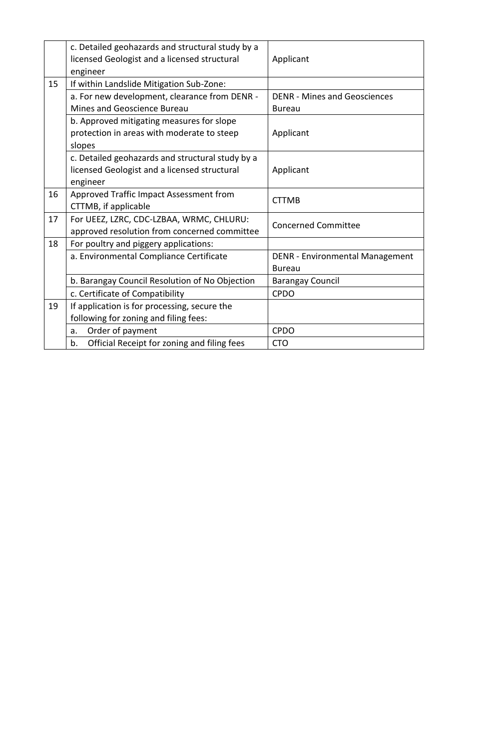| | | |
|---|---|---|
| | c. Detailed geohazards and structural study by a licensed Geologist and a licensed structural engineer | Applicant |
| 15 | If within Landslide Mitigation Sub-Zone: | |
| | a. For new development, clearance from DENR - Mines and Geoscience Bureau | DENR - Mines and Geosciences Bureau |
| | b. Approved mitigating measures for slope protection in areas with moderate to steep slopes | Applicant |
| | c. Detailed geohazards and structural study by a licensed Geologist and a licensed structural engineer | Applicant |
| 16 | Approved Traffic Impact Assessment from CTTMB, if applicable | CTTMB |
| 17 | For UEEZ, LZRC, CDC-LZBAA, WRMC, CHLURU: approved resolution from concerned committee | Concerned Committee |
| 18 | For poultry and piggery applications: | |
| | a. Environmental Compliance Certificate | DENR - Environmental Management Bureau |
| | b. Barangay Council Resolution of No Objection | Barangay Council |
| | c. Certificate of Compatibility | CPDO |
| 19 | If application is for processing, secure the following for zoning and filing fees: | |
| | a. Order of payment | CPDO |
| | b. Official Receipt for zoning and filing fees | CTO |